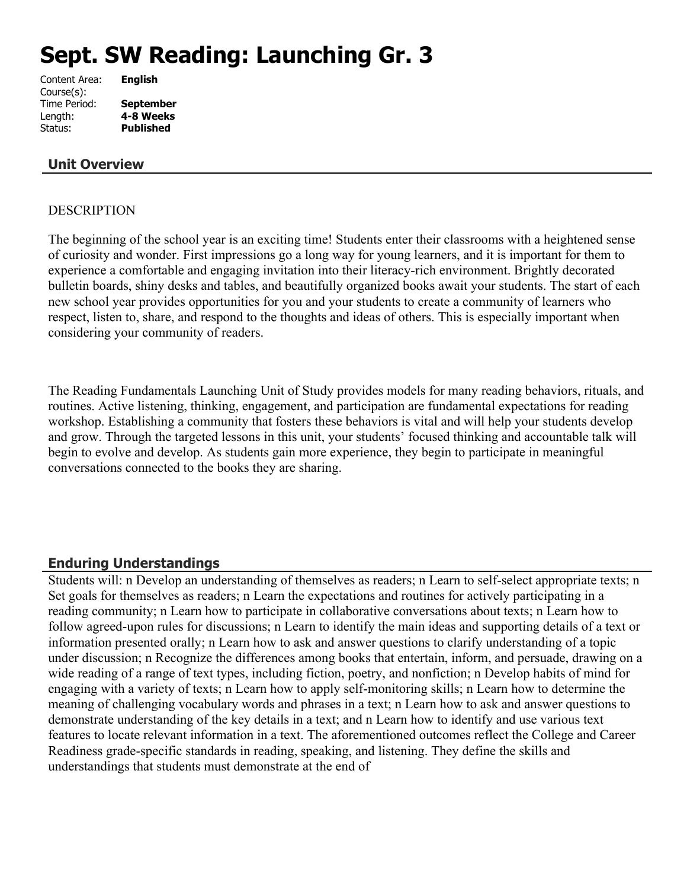# Sept. SW Reading: Launching Gr. 3

Content Area: **English**
Course(s):
Time Period: **September**
Length: **4-8 Weeks**
Status: **Published**

## Unit Overview

DESCRIPTION

The beginning of the school year is an exciting time! Students enter their classrooms with a heightened sense of curiosity and wonder. First impressions go a long way for young learners, and it is important for them to experience a comfortable and engaging invitation into their literacy-rich environment. Brightly decorated bulletin boards, shiny desks and tables, and beautifully organized books await your students. The start of each new school year provides opportunities for you and your students to create a community of learners who respect, listen to, share, and respond to the thoughts and ideas of others. This is especially important when considering your community of readers.

The Reading Fundamentals Launching Unit of Study provides models for many reading behaviors, rituals, and routines. Active listening, thinking, engagement, and participation are fundamental expectations for reading workshop. Establishing a community that fosters these behaviors is vital and will help your students develop and grow. Through the targeted lessons in this unit, your students' focused thinking and accountable talk will begin to evolve and develop. As students gain more experience, they begin to participate in meaningful conversations connected to the books they are sharing.

## Enduring Understandings

Students will: n Develop an understanding of themselves as readers; n Learn to self-select appropriate texts; n Set goals for themselves as readers; n Learn the expectations and routines for actively participating in a reading community; n Learn how to participate in collaborative conversations about texts; n Learn how to follow agreed-upon rules for discussions; n Learn to identify the main ideas and supporting details of a text or information presented orally; n Learn how to ask and answer questions to clarify understanding of a topic under discussion; n Recognize the differences among books that entertain, inform, and persuade, drawing on a wide reading of a range of text types, including fiction, poetry, and nonfiction; n Develop habits of mind for engaging with a variety of texts; n Learn how to apply self-monitoring skills; n Learn how to determine the meaning of challenging vocabulary words and phrases in a text; n Learn how to ask and answer questions to demonstrate understanding of the key details in a text; and n Learn how to identify and use various text features to locate relevant information in a text. The aforementioned outcomes reflect the College and Career Readiness grade-specific standards in reading, speaking, and listening. They define the skills and understandings that students must demonstrate at the end of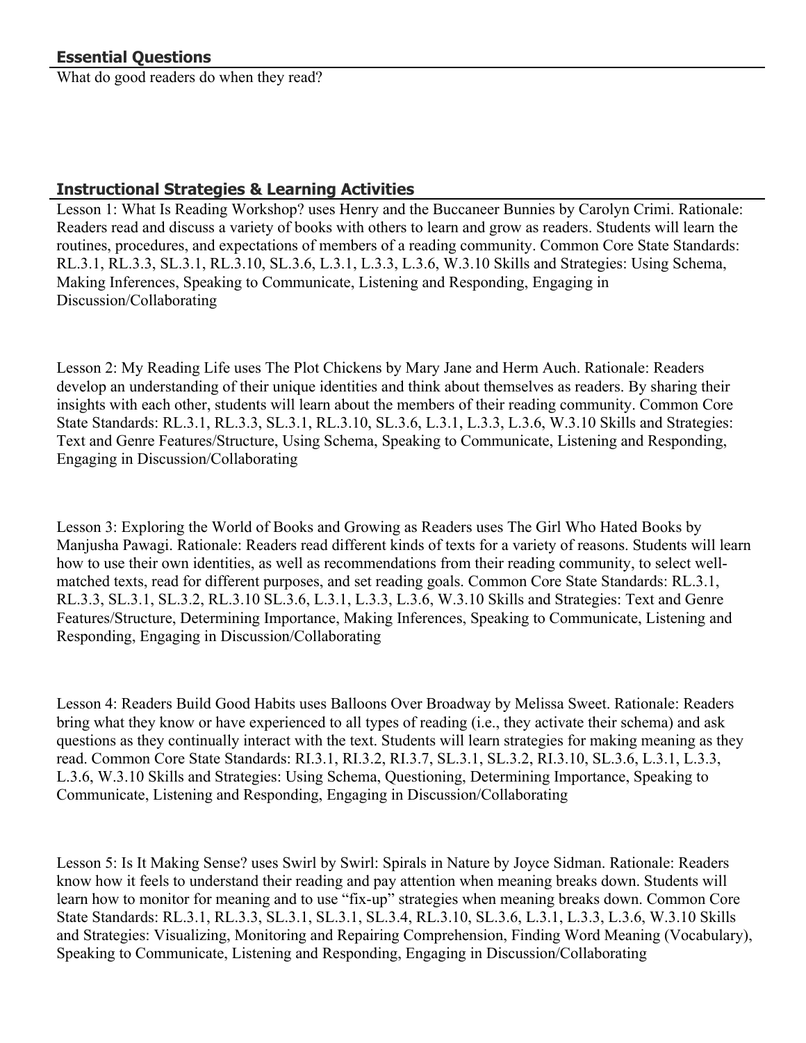## Essential Questions

What do good readers do when they read?

## Instructional Strategies & Learning Activities

Lesson 1: What Is Reading Workshop? uses Henry and the Buccaneer Bunnies by Carolyn Crimi. Rationale: Readers read and discuss a variety of books with others to learn and grow as readers. Students will learn the routines, procedures, and expectations of members of a reading community. Common Core State Standards: RL.3.1, RL.3.3, SL.3.1, RL.3.10, SL.3.6, L.3.1, L.3.3, L.3.6, W.3.10 Skills and Strategies: Using Schema, Making Inferences, Speaking to Communicate, Listening and Responding, Engaging in Discussion/Collaborating

Lesson 2: My Reading Life uses The Plot Chickens by Mary Jane and Herm Auch. Rationale: Readers develop an understanding of their unique identities and think about themselves as readers. By sharing their insights with each other, students will learn about the members of their reading community. Common Core State Standards: RL.3.1, RL.3.3, SL.3.1, RL.3.10, SL.3.6, L.3.1, L.3.3, L.3.6, W.3.10 Skills and Strategies: Text and Genre Features/Structure, Using Schema, Speaking to Communicate, Listening and Responding, Engaging in Discussion/Collaborating

Lesson 3: Exploring the World of Books and Growing as Readers uses The Girl Who Hated Books by Manjusha Pawagi. Rationale: Readers read different kinds of texts for a variety of reasons. Students will learn how to use their own identities, as well as recommendations from their reading community, to select well-matched texts, read for different purposes, and set reading goals. Common Core State Standards: RL.3.1, RL.3.3, SL.3.1, SL.3.2, RL.3.10 SL.3.6, L.3.1, L.3.3, L.3.6, W.3.10 Skills and Strategies: Text and Genre Features/Structure, Determining Importance, Making Inferences, Speaking to Communicate, Listening and Responding, Engaging in Discussion/Collaborating

Lesson 4: Readers Build Good Habits uses Balloons Over Broadway by Melissa Sweet. Rationale: Readers bring what they know or have experienced to all types of reading (i.e., they activate their schema) and ask questions as they continually interact with the text. Students will learn strategies for making meaning as they read. Common Core State Standards: RI.3.1, RI.3.2, RI.3.7, SL.3.1, SL.3.2, RI.3.10, SL.3.6, L.3.1, L.3.3, L.3.6, W.3.10 Skills and Strategies: Using Schema, Questioning, Determining Importance, Speaking to Communicate, Listening and Responding, Engaging in Discussion/Collaborating

Lesson 5: Is It Making Sense? uses Swirl by Swirl: Spirals in Nature by Joyce Sidman. Rationale: Readers know how it feels to understand their reading and pay attention when meaning breaks down. Students will learn how to monitor for meaning and to use "fix-up" strategies when meaning breaks down. Common Core State Standards: RL.3.1, RL.3.3, SL.3.1, SL.3.1, SL.3.4, RL.3.10, SL.3.6, L.3.1, L.3.3, L.3.6, W.3.10 Skills and Strategies: Visualizing, Monitoring and Repairing Comprehension, Finding Word Meaning (Vocabulary), Speaking to Communicate, Listening and Responding, Engaging in Discussion/Collaborating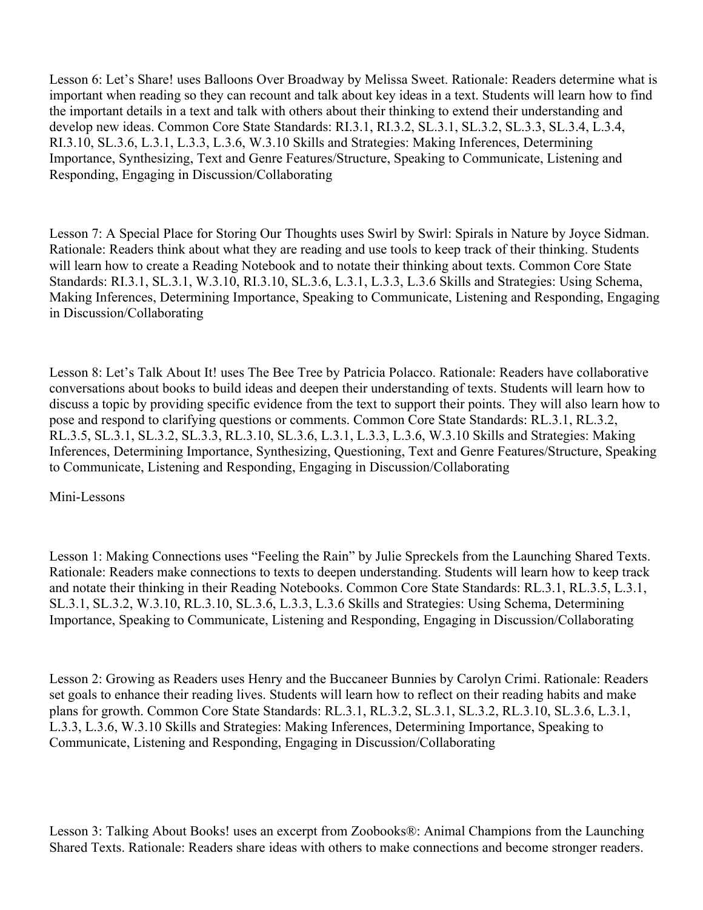Lesson 6: Let's Share! uses Balloons Over Broadway by Melissa Sweet. Rationale: Readers determine what is important when reading so they can recount and talk about key ideas in a text. Students will learn how to find the important details in a text and talk with others about their thinking to extend their understanding and develop new ideas. Common Core State Standards: RI.3.1, RI.3.2, SL.3.1, SL.3.2, SL.3.3, SL.3.4, L.3.4, RI.3.10, SL.3.6, L.3.1, L.3.3, L.3.6, W.3.10 Skills and Strategies: Making Inferences, Determining Importance, Synthesizing, Text and Genre Features/Structure, Speaking to Communicate, Listening and Responding, Engaging in Discussion/Collaborating

Lesson 7: A Special Place for Storing Our Thoughts uses Swirl by Swirl: Spirals in Nature by Joyce Sidman. Rationale: Readers think about what they are reading and use tools to keep track of their thinking. Students will learn how to create a Reading Notebook and to notate their thinking about texts. Common Core State Standards: RI.3.1, SL.3.1, W.3.10, RI.3.10, SL.3.6, L.3.1, L.3.3, L.3.6 Skills and Strategies: Using Schema, Making Inferences, Determining Importance, Speaking to Communicate, Listening and Responding, Engaging in Discussion/Collaborating

Lesson 8: Let's Talk About It! uses The Bee Tree by Patricia Polacco. Rationale: Readers have collaborative conversations about books to build ideas and deepen their understanding of texts. Students will learn how to discuss a topic by providing specific evidence from the text to support their points. They will also learn how to pose and respond to clarifying questions or comments. Common Core State Standards: RL.3.1, RL.3.2, RL.3.5, SL.3.1, SL.3.2, SL.3.3, RL.3.10, SL.3.6, L.3.1, L.3.3, L.3.6, W.3.10 Skills and Strategies: Making Inferences, Determining Importance, Synthesizing, Questioning, Text and Genre Features/Structure, Speaking to Communicate, Listening and Responding, Engaging in Discussion/Collaborating

Mini-Lessons

Lesson 1: Making Connections uses "Feeling the Rain" by Julie Spreckels from the Launching Shared Texts. Rationale: Readers make connections to texts to deepen understanding. Students will learn how to keep track and notate their thinking in their Reading Notebooks. Common Core State Standards: RL.3.1, RL.3.5, L.3.1, SL.3.1, SL.3.2, W.3.10, RL.3.10, SL.3.6, L.3.3, L.3.6 Skills and Strategies: Using Schema, Determining Importance, Speaking to Communicate, Listening and Responding, Engaging in Discussion/Collaborating

Lesson 2: Growing as Readers uses Henry and the Buccaneer Bunnies by Carolyn Crimi. Rationale: Readers set goals to enhance their reading lives. Students will learn how to reflect on their reading habits and make plans for growth. Common Core State Standards: RL.3.1, RL.3.2, SL.3.1, SL.3.2, RL.3.10, SL.3.6, L.3.1, L.3.3, L.3.6, W.3.10 Skills and Strategies: Making Inferences, Determining Importance, Speaking to Communicate, Listening and Responding, Engaging in Discussion/Collaborating

Lesson 3: Talking About Books! uses an excerpt from Zoobooks®: Animal Champions from the Launching Shared Texts. Rationale: Readers share ideas with others to make connections and become stronger readers.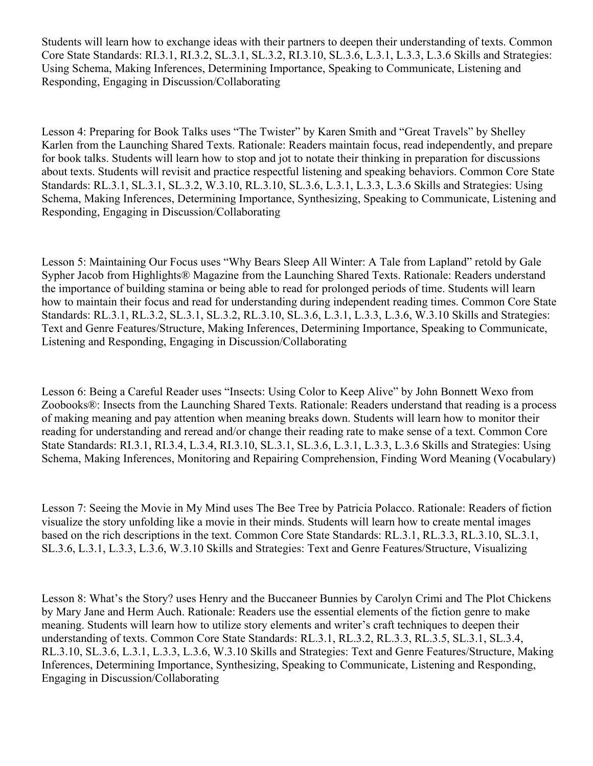Students will learn how to exchange ideas with their partners to deepen their understanding of texts. Common Core State Standards: RI.3.1, RI.3.2, SL.3.1, SL.3.2, RI.3.10, SL.3.6, L.3.1, L.3.3, L.3.6 Skills and Strategies: Using Schema, Making Inferences, Determining Importance, Speaking to Communicate, Listening and Responding, Engaging in Discussion/Collaborating

Lesson 4: Preparing for Book Talks uses “The Twister” by Karen Smith and “Great Travels” by Shelley Karlen from the Launching Shared Texts. Rationale: Readers maintain focus, read independently, and prepare for book talks. Students will learn how to stop and jot to notate their thinking in preparation for discussions about texts. Students will revisit and practice respectful listening and speaking behaviors. Common Core State Standards: RL.3.1, SL.3.1, SL.3.2, W.3.10, RL.3.10, SL.3.6, L.3.1, L.3.3, L.3.6 Skills and Strategies: Using Schema, Making Inferences, Determining Importance, Synthesizing, Speaking to Communicate, Listening and Responding, Engaging in Discussion/Collaborating

Lesson 5: Maintaining Our Focus uses “Why Bears Sleep All Winter: A Tale from Lapland” retold by Gale Sypher Jacob from Highlights® Magazine from the Launching Shared Texts. Rationale: Readers understand the importance of building stamina or being able to read for prolonged periods of time. Students will learn how to maintain their focus and read for understanding during independent reading times. Common Core State Standards: RL.3.1, RL.3.2, SL.3.1, SL.3.2, RL.3.10, SL.3.6, L.3.1, L.3.3, L.3.6, W.3.10 Skills and Strategies: Text and Genre Features/Structure, Making Inferences, Determining Importance, Speaking to Communicate, Listening and Responding, Engaging in Discussion/Collaborating

Lesson 6: Being a Careful Reader uses “Insects: Using Color to Keep Alive” by John Bonnett Wexo from Zoobooks®: Insects from the Launching Shared Texts. Rationale: Readers understand that reading is a process of making meaning and pay attention when meaning breaks down. Students will learn how to monitor their reading for understanding and reread and/or change their reading rate to make sense of a text. Common Core State Standards: RI.3.1, RI.3.4, L.3.4, RI.3.10, SL.3.1, SL.3.6, L.3.1, L.3.3, L.3.6 Skills and Strategies: Using Schema, Making Inferences, Monitoring and Repairing Comprehension, Finding Word Meaning (Vocabulary)

Lesson 7: Seeing the Movie in My Mind uses The Bee Tree by Patricia Polacco. Rationale: Readers of fiction visualize the story unfolding like a movie in their minds. Students will learn how to create mental images based on the rich descriptions in the text. Common Core State Standards: RL.3.1, RL.3.3, RL.3.10, SL.3.1, SL.3.6, L.3.1, L.3.3, L.3.6, W.3.10 Skills and Strategies: Text and Genre Features/Structure, Visualizing

Lesson 8: What’s the Story? uses Henry and the Buccaneer Bunnies by Carolyn Crimi and The Plot Chickens by Mary Jane and Herm Auch. Rationale: Readers use the essential elements of the fiction genre to make meaning. Students will learn how to utilize story elements and writer’s craft techniques to deepen their understanding of texts. Common Core State Standards: RL.3.1, RL.3.2, RL.3.3, RL.3.5, SL.3.1, SL.3.4, RL.3.10, SL.3.6, L.3.1, L.3.3, L.3.6, W.3.10 Skills and Strategies: Text and Genre Features/Structure, Making Inferences, Determining Importance, Synthesizing, Speaking to Communicate, Listening and Responding, Engaging in Discussion/Collaborating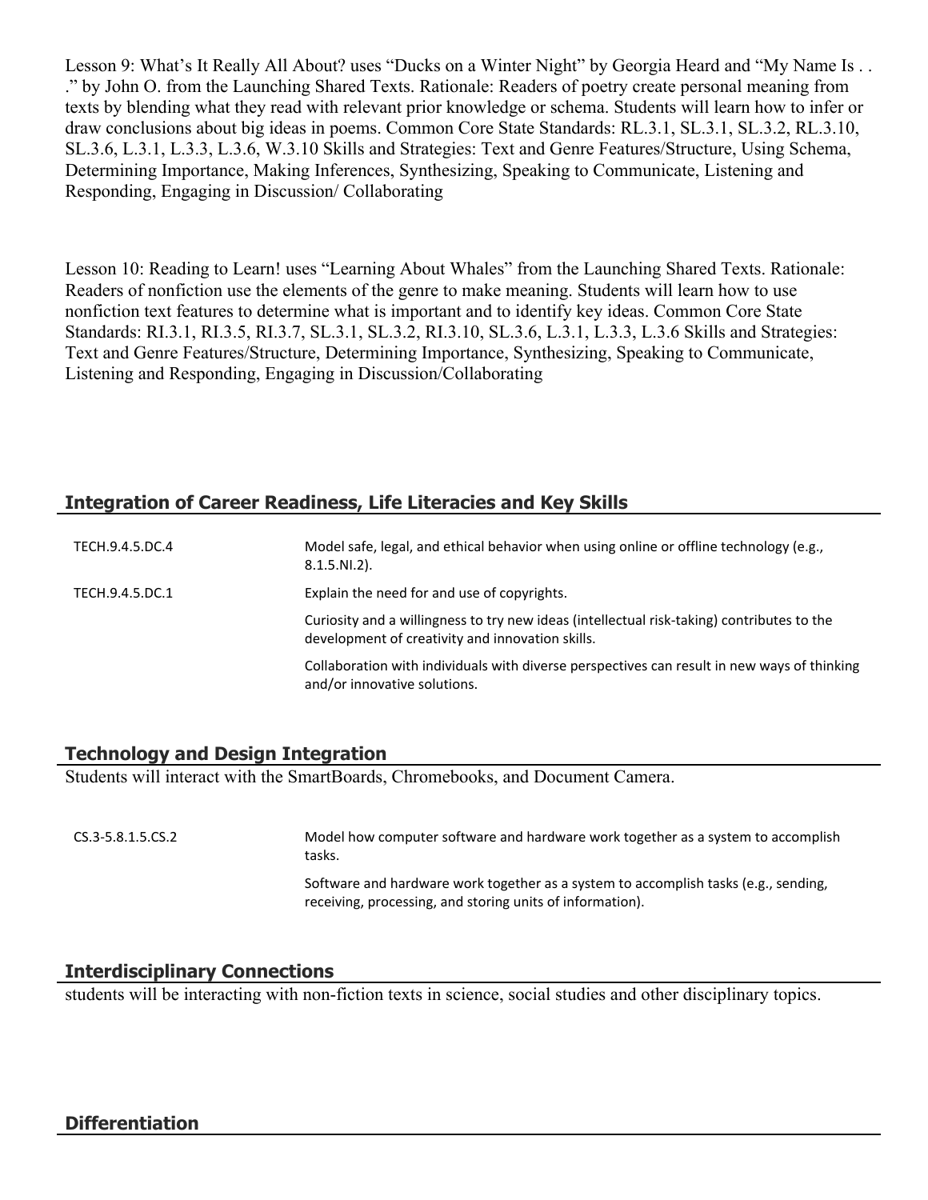Lesson 9: What's It Really All About? uses "Ducks on a Winter Night" by Georgia Heard and "My Name Is . . ." by John O. from the Launching Shared Texts. Rationale: Readers of poetry create personal meaning from texts by blending what they read with relevant prior knowledge or schema. Students will learn how to infer or draw conclusions about big ideas in poems. Common Core State Standards: RL.3.1, SL.3.1, SL.3.2, RL.3.10, SL.3.6, L.3.1, L.3.3, L.3.6, W.3.10 Skills and Strategies: Text and Genre Features/Structure, Using Schema, Determining Importance, Making Inferences, Synthesizing, Speaking to Communicate, Listening and Responding, Engaging in Discussion/ Collaborating

Lesson 10: Reading to Learn! uses "Learning About Whales" from the Launching Shared Texts. Rationale: Readers of nonfiction use the elements of the genre to make meaning. Students will learn how to use nonfiction text features to determine what is important and to identify key ideas. Common Core State Standards: RI.3.1, RI.3.5, RI.3.7, SL.3.1, SL.3.2, RI.3.10, SL.3.6, L.3.1, L.3.3, L.3.6 Skills and Strategies: Text and Genre Features/Structure, Determining Importance, Synthesizing, Speaking to Communicate, Listening and Responding, Engaging in Discussion/Collaborating

## Integration of Career Readiness, Life Literacies and Key Skills

| | |
|---|---|
| TECH.9.4.5.DC.4 | Model safe, legal, and ethical behavior when using online or offline technology (e.g., 8.1.5.NI.2). |
| TECH.9.4.5.DC.1 | Explain the need for and use of copyrights. |
| | Curiosity and a willingness to try new ideas (intellectual risk-taking) contributes to the development of creativity and innovation skills. |
| | Collaboration with individuals with diverse perspectives can result in new ways of thinking and/or innovative solutions. |

## Technology and Design Integration

Students will interact with the SmartBoards, Chromebooks, and Document Camera.

| | |
|---|---|
| CS.3-5.8.1.5.CS.2 | Model how computer software and hardware work together as a system to accomplish tasks. |
| | Software and hardware work together as a system to accomplish tasks (e.g., sending, receiving, processing, and storing units of information). |

## Interdisciplinary Connections

students will be interacting with non-fiction texts in science, social studies and other disciplinary topics.

## Differentiation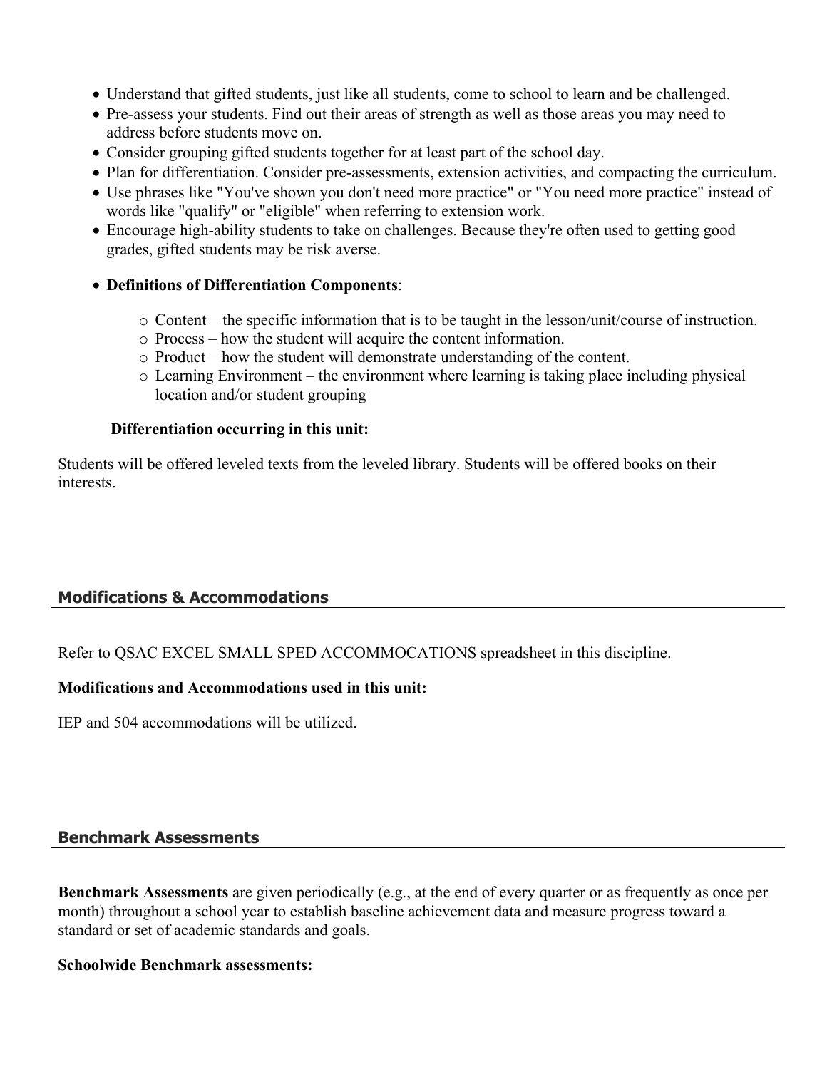- Understand that gifted students, just like all students, come to school to learn and be challenged.
- Pre-assess your students. Find out their areas of strength as well as those areas you may need to address before students move on.
- Consider grouping gifted students together for at least part of the school day.
- Plan for differentiation. Consider pre-assessments, extension activities, and compacting the curriculum.
- Use phrases like "You've shown you don't need more practice" or "You need more practice" instead of words like "qualify" or "eligible" when referring to extension work.
- Encourage high-ability students to take on challenges. Because they're often used to getting good grades, gifted students may be risk averse.
- **Definitions of Differentiation Components**:
    - Content – the specific information that is to be taught in the lesson/unit/course of instruction.
    - Process – how the student will acquire the content information.
    - Product – how the student will demonstrate understanding of the content.
    - Learning Environment – the environment where learning is taking place including physical location and/or student grouping

**Differentiation occurring in this unit:**

Students will be offered leveled texts from the leveled library. Students will be offered books on their interests.

## Modifications & Accommodations

Refer to QSAC EXCEL SMALL SPED ACCOMMOCATIONS spreadsheet in this discipline.

**Modifications and Accommodations used in this unit:**

IEP and 504 accommodations will be utilized.

## Benchmark Assessments

**Benchmark Assessments** are given periodically (e.g., at the end of every quarter or as frequently as once per month) throughout a school year to establish baseline achievement data and measure progress toward a standard or set of academic standards and goals.

**Schoolwide Benchmark assessments:**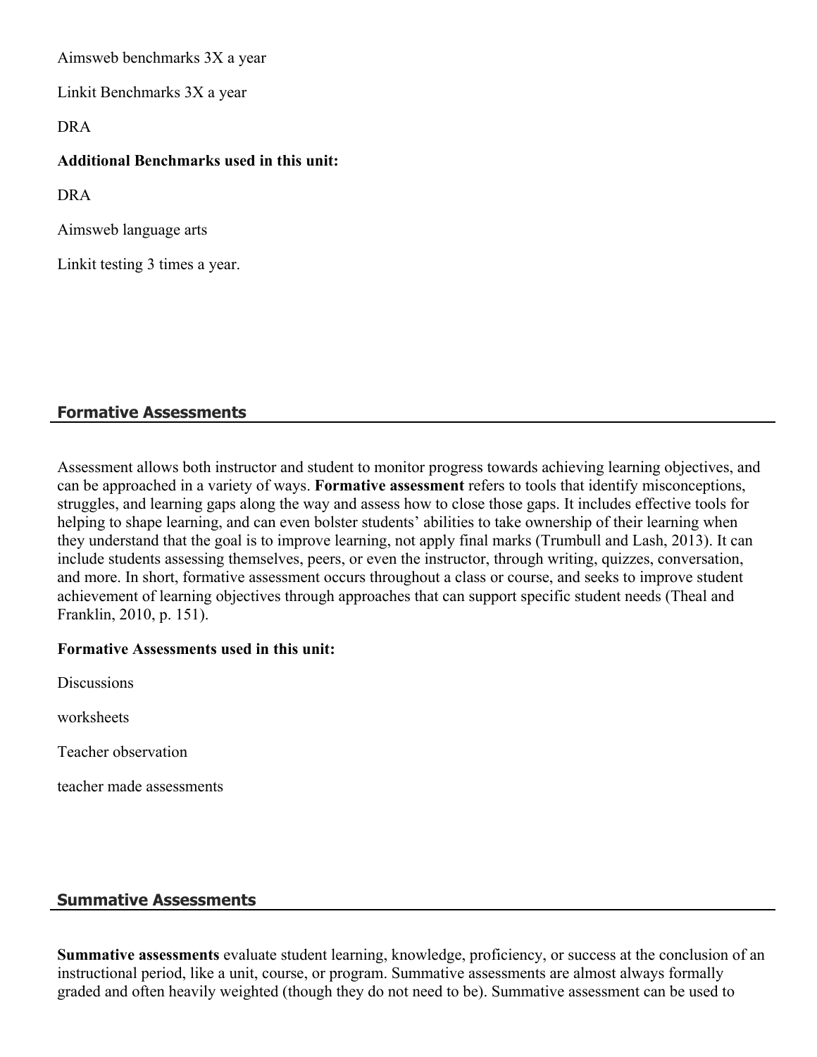Aimsweb benchmarks 3X a year

Linkit Benchmarks 3X a year

DRA

**Additional Benchmarks used in this unit:**

DRA

Aimsweb language arts

Linkit testing 3 times a year.

## Formative Assessments

Assessment allows both instructor and student to monitor progress towards achieving learning objectives, and can be approached in a variety of ways. **Formative assessment** refers to tools that identify misconceptions, struggles, and learning gaps along the way and assess how to close those gaps. It includes effective tools for helping to shape learning, and can even bolster students' abilities to take ownership of their learning when they understand that the goal is to improve learning, not apply final marks (Trumbull and Lash, 2013). It can include students assessing themselves, peers, or even the instructor, through writing, quizzes, conversation, and more. In short, formative assessment occurs throughout a class or course, and seeks to improve student achievement of learning objectives through approaches that can support specific student needs (Theal and Franklin, 2010, p. 151).

**Formative Assessments used in this unit:**

Discussions

worksheets

Teacher observation

teacher made assessments

## Summative Assessments

**Summative assessments** evaluate student learning, knowledge, proficiency, or success at the conclusion of an instructional period, like a unit, course, or program. Summative assessments are almost always formally graded and often heavily weighted (though they do not need to be). Summative assessment can be used to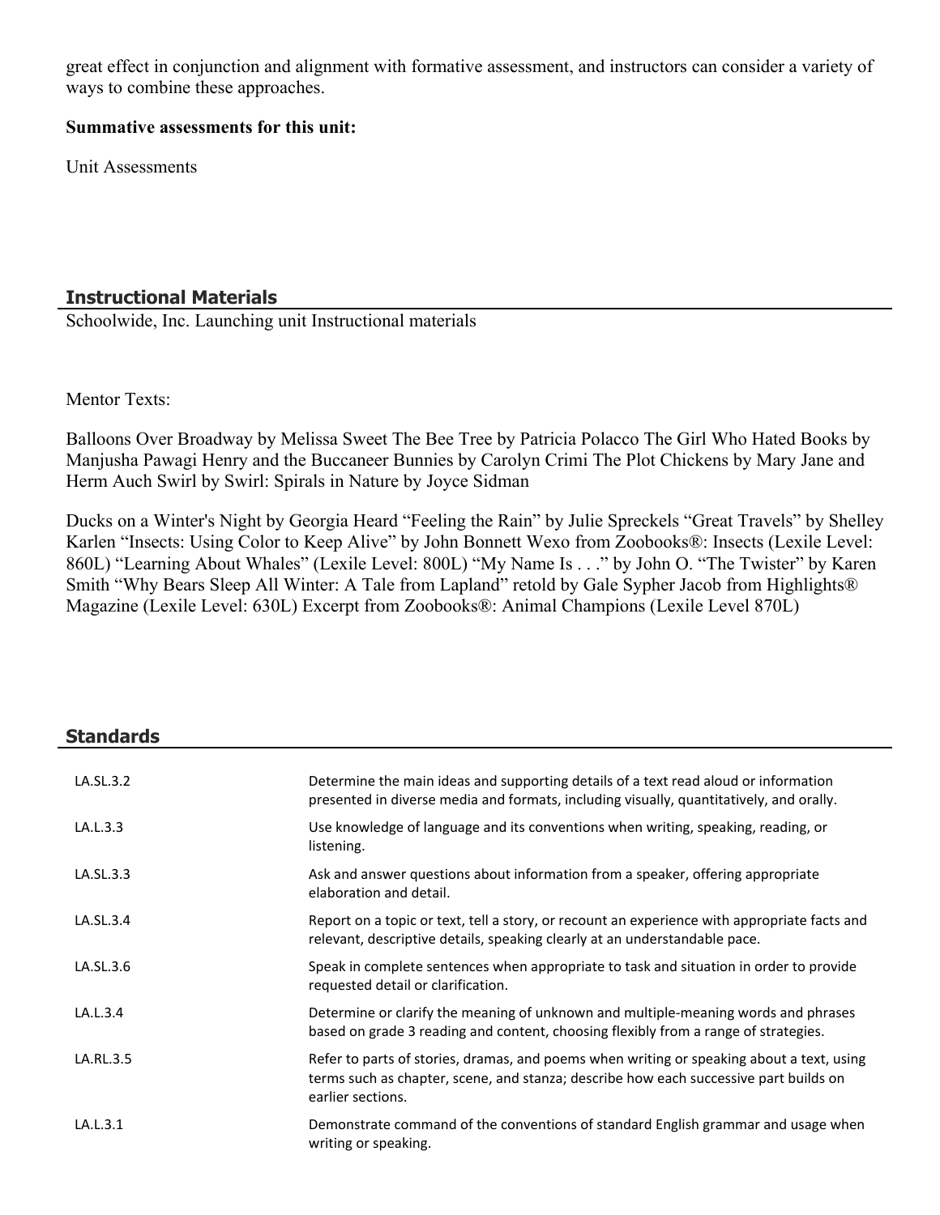great effect in conjunction and alignment with formative assessment, and instructors can consider a variety of ways to combine these approaches.

**Summative assessments for this unit:**

Unit Assessments

## Instructional Materials

Schoolwide, Inc. Launching unit Instructional materials

Mentor Texts:

Balloons Over Broadway by Melissa Sweet The Bee Tree by Patricia Polacco The Girl Who Hated Books by Manjusha Pawagi Henry and the Buccaneer Bunnies by Carolyn Crimi The Plot Chickens by Mary Jane and Herm Auch Swirl by Swirl: Spirals in Nature by Joyce Sidman

Ducks on a Winter's Night by Georgia Heard "Feeling the Rain" by Julie Spreckels "Great Travels" by Shelley Karlen "Insects: Using Color to Keep Alive" by John Bonnett Wexo from Zoobooks®: Insects (Lexile Level: 860L) "Learning About Whales" (Lexile Level: 800L) "My Name Is . . ." by John O. "The Twister" by Karen Smith "Why Bears Sleep All Winter: A Tale from Lapland" retold by Gale Sypher Jacob from Highlights® Magazine (Lexile Level: 630L) Excerpt from Zoobooks®: Animal Champions (Lexile Level 870L)

## Standards

| | |
|---|---|
| LA.SL.3.2 | Determine the main ideas and supporting details of a text read aloud or information presented in diverse media and formats, including visually, quantitatively, and orally. |
| LA.L.3.3 | Use knowledge of language and its conventions when writing, speaking, reading, or listening. |
| LA.SL.3.3 | Ask and answer questions about information from a speaker, offering appropriate elaboration and detail. |
| LA.SL.3.4 | Report on a topic or text, tell a story, or recount an experience with appropriate facts and relevant, descriptive details, speaking clearly at an understandable pace. |
| LA.SL.3.6 | Speak in complete sentences when appropriate to task and situation in order to provide requested detail or clarification. |
| LA.L.3.4 | Determine or clarify the meaning of unknown and multiple-meaning words and phrases based on grade 3 reading and content, choosing flexibly from a range of strategies. |
| LA.RL.3.5 | Refer to parts of stories, dramas, and poems when writing or speaking about a text, using terms such as chapter, scene, and stanza; describe how each successive part builds on earlier sections. |
| LA.L.3.1 | Demonstrate command of the conventions of standard English grammar and usage when writing or speaking. |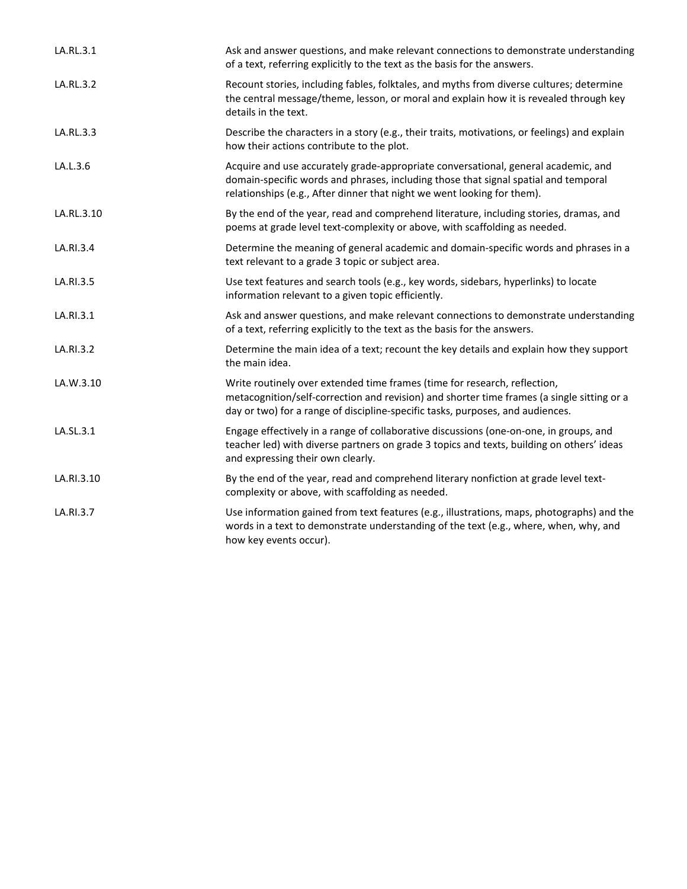| | |
|---|---|
| LA.RL.3.1 | Ask and answer questions, and make relevant connections to demonstrate understanding of a text, referring explicitly to the text as the basis for the answers. |
| LA.RL.3.2 | Recount stories, including fables, folktales, and myths from diverse cultures; determine the central message/theme, lesson, or moral and explain how it is revealed through key details in the text. |
| LA.RL.3.3 | Describe the characters in a story (e.g., their traits, motivations, or feelings) and explain how their actions contribute to the plot. |
| LA.L.3.6 | Acquire and use accurately grade-appropriate conversational, general academic, and domain-specific words and phrases, including those that signal spatial and temporal relationships (e.g., After dinner that night we went looking for them). |
| LA.RL.3.10 | By the end of the year, read and comprehend literature, including stories, dramas, and poems at grade level text-complexity or above, with scaffolding as needed. |
| LA.RI.3.4 | Determine the meaning of general academic and domain-specific words and phrases in a text relevant to a grade 3 topic or subject area. |
| LA.RI.3.5 | Use text features and search tools (e.g., key words, sidebars, hyperlinks) to locate information relevant to a given topic efficiently. |
| LA.RI.3.1 | Ask and answer questions, and make relevant connections to demonstrate understanding of a text, referring explicitly to the text as the basis for the answers. |
| LA.RI.3.2 | Determine the main idea of a text; recount the key details and explain how they support the main idea. |
| LA.W.3.10 | Write routinely over extended time frames (time for research, reflection, metacognition/self-correction and revision) and shorter time frames (a single sitting or a day or two) for a range of discipline-specific tasks, purposes, and audiences. |
| LA.SL.3.1 | Engage effectively in a range of collaborative discussions (one-on-one, in groups, and teacher led) with diverse partners on grade 3 topics and texts, building on others' ideas and expressing their own clearly. |
| LA.RI.3.10 | By the end of the year, read and comprehend literary nonfiction at grade level text-complexity or above, with scaffolding as needed. |
| LA.RI.3.7 | Use information gained from text features (e.g., illustrations, maps, photographs) and the words in a text to demonstrate understanding of the text (e.g., where, when, why, and how key events occur). |